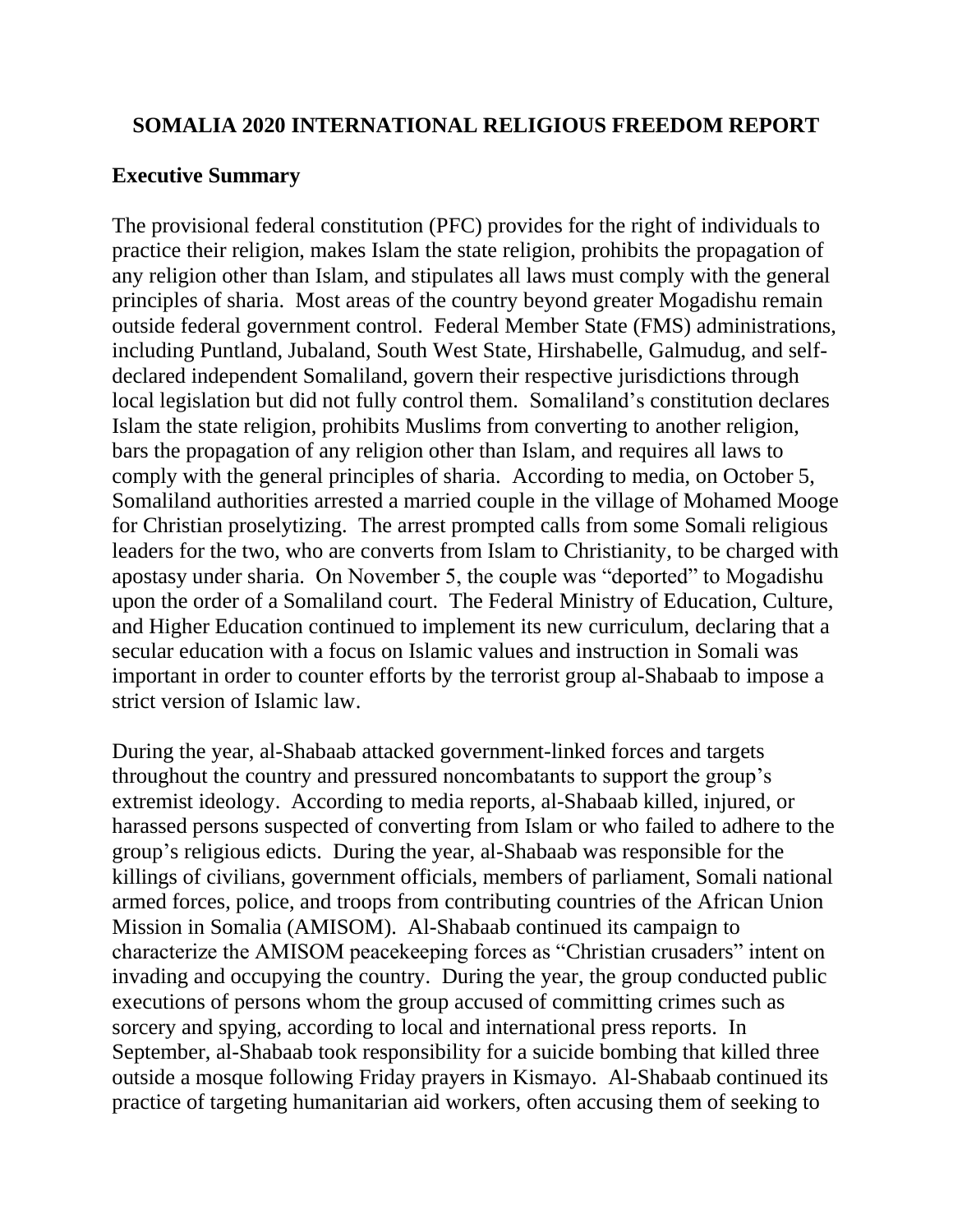# SOMALIA 2020 INTERNATIONAL RELIGIOUS FREEDOM REPORT

## Executive Summary

The provisional federal constitution (PFC) provides for the right of individuals to practice their religion, makes Islam the state religion, prohibits the propagation of any religion other than Islam, and stipulates all laws must comply with the general principles of sharia. Most areas of the country beyond greater Mogadishu remain outside federal government control. Federal Member State (FMS) administrations, including Puntland, Jubaland, South West State, Hirshabelle, Galmudug, and self-declared independent Somaliland, govern their respective jurisdictions through local legislation but did not fully control them. Somaliland's constitution declares Islam the state religion, prohibits Muslims from converting to another religion, bars the propagation of any religion other than Islam, and requires all laws to comply with the general principles of sharia. According to media, on October 5, Somaliland authorities arrested a married couple in the village of Mohamed Mooge for Christian proselytizing. The arrest prompted calls from some Somali religious leaders for the two, who are converts from Islam to Christianity, to be charged with apostasy under sharia. On November 5, the couple was "deported" to Mogadishu upon the order of a Somaliland court. The Federal Ministry of Education, Culture, and Higher Education continued to implement its new curriculum, declaring that a secular education with a focus on Islamic values and instruction in Somali was important in order to counter efforts by the terrorist group al-Shabaab to impose a strict version of Islamic law.

During the year, al-Shabaab attacked government-linked forces and targets throughout the country and pressured noncombatants to support the group's extremist ideology. According to media reports, al-Shabaab killed, injured, or harassed persons suspected of converting from Islam or who failed to adhere to the group's religious edicts. During the year, al-Shabaab was responsible for the killings of civilians, government officials, members of parliament, Somali national armed forces, police, and troops from contributing countries of the African Union Mission in Somalia (AMISOM). Al-Shabaab continued its campaign to characterize the AMISOM peacekeeping forces as "Christian crusaders" intent on invading and occupying the country. During the year, the group conducted public executions of persons whom the group accused of committing crimes such as sorcery and spying, according to local and international press reports. In September, al-Shabaab took responsibility for a suicide bombing that killed three outside a mosque following Friday prayers in Kismayo. Al-Shabaab continued its practice of targeting humanitarian aid workers, often accusing them of seeking to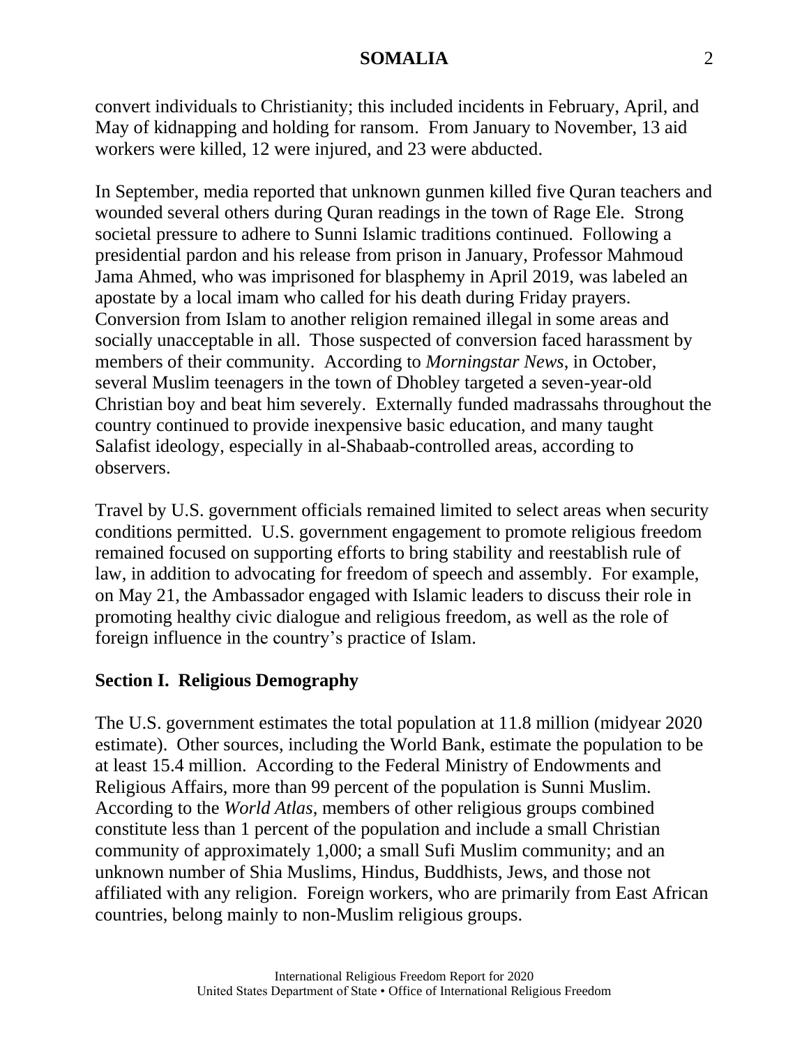convert individuals to Christianity; this included incidents in February, April, and May of kidnapping and holding for ransom. From January to November, 13 aid workers were killed, 12 were injured, and 23 were abducted.

In September, media reported that unknown gunmen killed five Quran teachers and wounded several others during Quran readings in the town of Rage Ele. Strong societal pressure to adhere to Sunni Islamic traditions continued. Following a presidential pardon and his release from prison in January, Professor Mahmoud Jama Ahmed, who was imprisoned for blasphemy in April 2019, was labeled an apostate by a local imam who called for his death during Friday prayers. Conversion from Islam to another religion remained illegal in some areas and socially unacceptable in all. Those suspected of conversion faced harassment by members of their community. According to *Morningstar News*, in October, several Muslim teenagers in the town of Dhobley targeted a seven-year-old Christian boy and beat him severely. Externally funded madrassahs throughout the country continued to provide inexpensive basic education, and many taught Salafist ideology, especially in al-Shabaab-controlled areas, according to observers.

Travel by U.S. government officials remained limited to select areas when security conditions permitted. U.S. government engagement to promote religious freedom remained focused on supporting efforts to bring stability and reestablish rule of law, in addition to advocating for freedom of speech and assembly. For example, on May 21, the Ambassador engaged with Islamic leaders to discuss their role in promoting healthy civic dialogue and religious freedom, as well as the role of foreign influence in the country's practice of Islam.

## Section I. Religious Demography

The U.S. government estimates the total population at 11.8 million (midyear 2020 estimate). Other sources, including the World Bank, estimate the population to be at least 15.4 million. According to the Federal Ministry of Endowments and Religious Affairs, more than 99 percent of the population is Sunni Muslim. According to the *World Atlas*, members of other religious groups combined constitute less than 1 percent of the population and include a small Christian community of approximately 1,000; a small Sufi Muslim community; and an unknown number of Shia Muslims, Hindus, Buddhists, Jews, and those not affiliated with any religion. Foreign workers, who are primarily from East African countries, belong mainly to non-Muslim religious groups.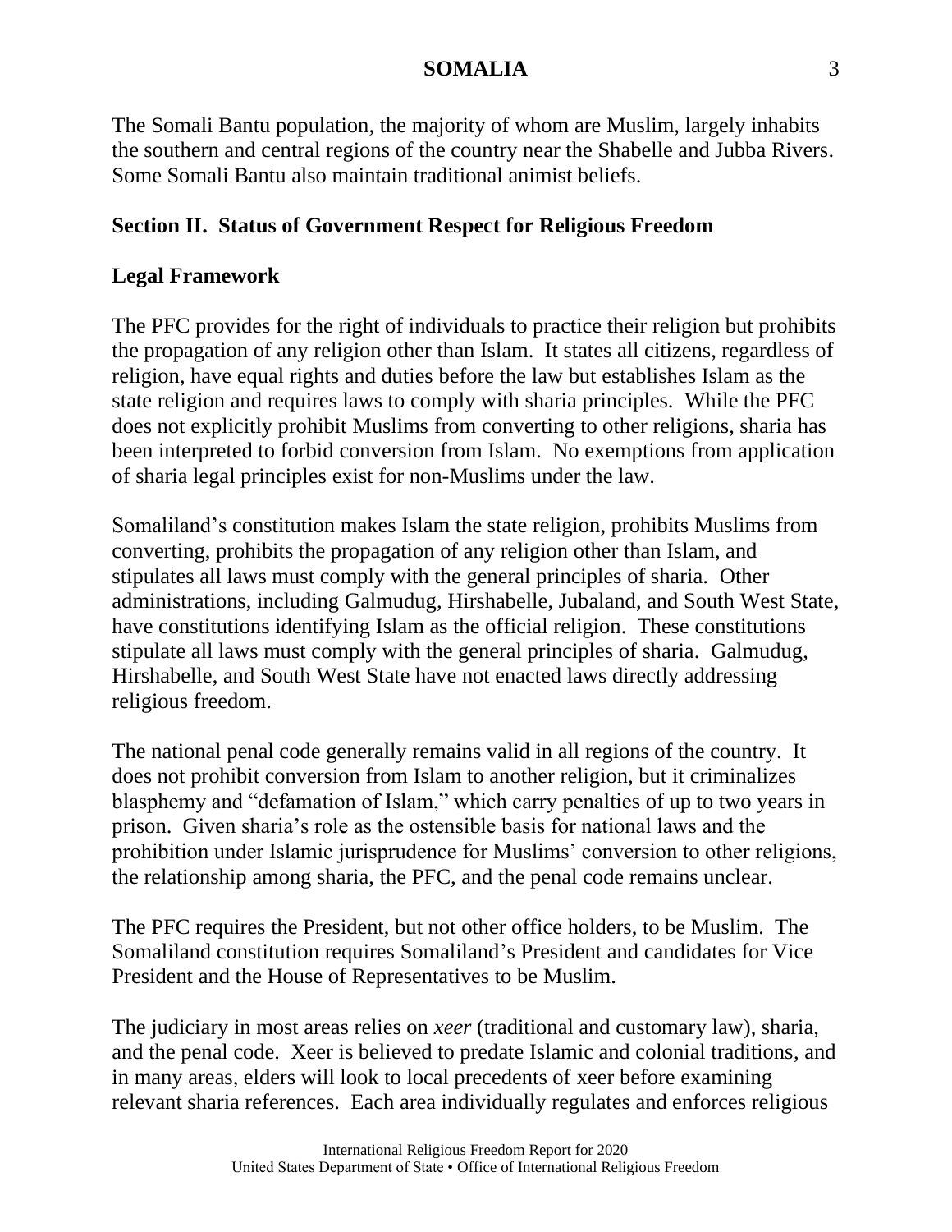The Somali Bantu population, the majority of whom are Muslim, largely inhabits the southern and central regions of the country near the Shabelle and Jubba Rivers. Some Somali Bantu also maintain traditional animist beliefs.

## Section II. Status of Government Respect for Religious Freedom

### Legal Framework

The PFC provides for the right of individuals to practice their religion but prohibits the propagation of any religion other than Islam. It states all citizens, regardless of religion, have equal rights and duties before the law but establishes Islam as the state religion and requires laws to comply with sharia principles. While the PFC does not explicitly prohibit Muslims from converting to other religions, sharia has been interpreted to forbid conversion from Islam. No exemptions from application of sharia legal principles exist for non-Muslims under the law.

Somaliland's constitution makes Islam the state religion, prohibits Muslims from converting, prohibits the propagation of any religion other than Islam, and stipulates all laws must comply with the general principles of sharia. Other administrations, including Galmudug, Hirshabelle, Jubaland, and South West State, have constitutions identifying Islam as the official religion. These constitutions stipulate all laws must comply with the general principles of sharia. Galmudug, Hirshabelle, and South West State have not enacted laws directly addressing religious freedom.

The national penal code generally remains valid in all regions of the country. It does not prohibit conversion from Islam to another religion, but it criminalizes blasphemy and "defamation of Islam," which carry penalties of up to two years in prison. Given sharia's role as the ostensible basis for national laws and the prohibition under Islamic jurisprudence for Muslims' conversion to other religions, the relationship among sharia, the PFC, and the penal code remains unclear.

The PFC requires the President, but not other office holders, to be Muslim. The Somaliland constitution requires Somaliland's President and candidates for Vice President and the House of Representatives to be Muslim.

The judiciary in most areas relies on *xeer* (traditional and customary law), sharia, and the penal code. Xeer is believed to predate Islamic and colonial traditions, and in many areas, elders will look to local precedents of xeer before examining relevant sharia references. Each area individually regulates and enforces religious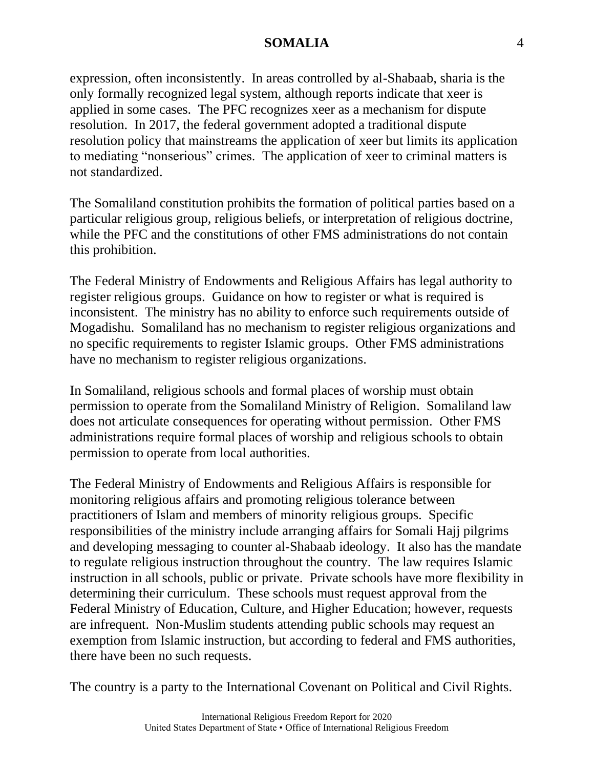expression, often inconsistently. In areas controlled by al-Shabaab, sharia is the only formally recognized legal system, although reports indicate that xeer is applied in some cases. The PFC recognizes xeer as a mechanism for dispute resolution. In 2017, the federal government adopted a traditional dispute resolution policy that mainstreams the application of xeer but limits its application to mediating "nonserious" crimes. The application of xeer to criminal matters is not standardized.

The Somaliland constitution prohibits the formation of political parties based on a particular religious group, religious beliefs, or interpretation of religious doctrine, while the PFC and the constitutions of other FMS administrations do not contain this prohibition.

The Federal Ministry of Endowments and Religious Affairs has legal authority to register religious groups. Guidance on how to register or what is required is inconsistent. The ministry has no ability to enforce such requirements outside of Mogadishu. Somaliland has no mechanism to register religious organizations and no specific requirements to register Islamic groups. Other FMS administrations have no mechanism to register religious organizations.

In Somaliland, religious schools and formal places of worship must obtain permission to operate from the Somaliland Ministry of Religion. Somaliland law does not articulate consequences for operating without permission. Other FMS administrations require formal places of worship and religious schools to obtain permission to operate from local authorities.

The Federal Ministry of Endowments and Religious Affairs is responsible for monitoring religious affairs and promoting religious tolerance between practitioners of Islam and members of minority religious groups. Specific responsibilities of the ministry include arranging affairs for Somali Hajj pilgrims and developing messaging to counter al-Shabaab ideology. It also has the mandate to regulate religious instruction throughout the country. The law requires Islamic instruction in all schools, public or private. Private schools have more flexibility in determining their curriculum. These schools must request approval from the Federal Ministry of Education, Culture, and Higher Education; however, requests are infrequent. Non-Muslim students attending public schools may request an exemption from Islamic instruction, but according to federal and FMS authorities, there have been no such requests.

The country is a party to the International Covenant on Political and Civil Rights.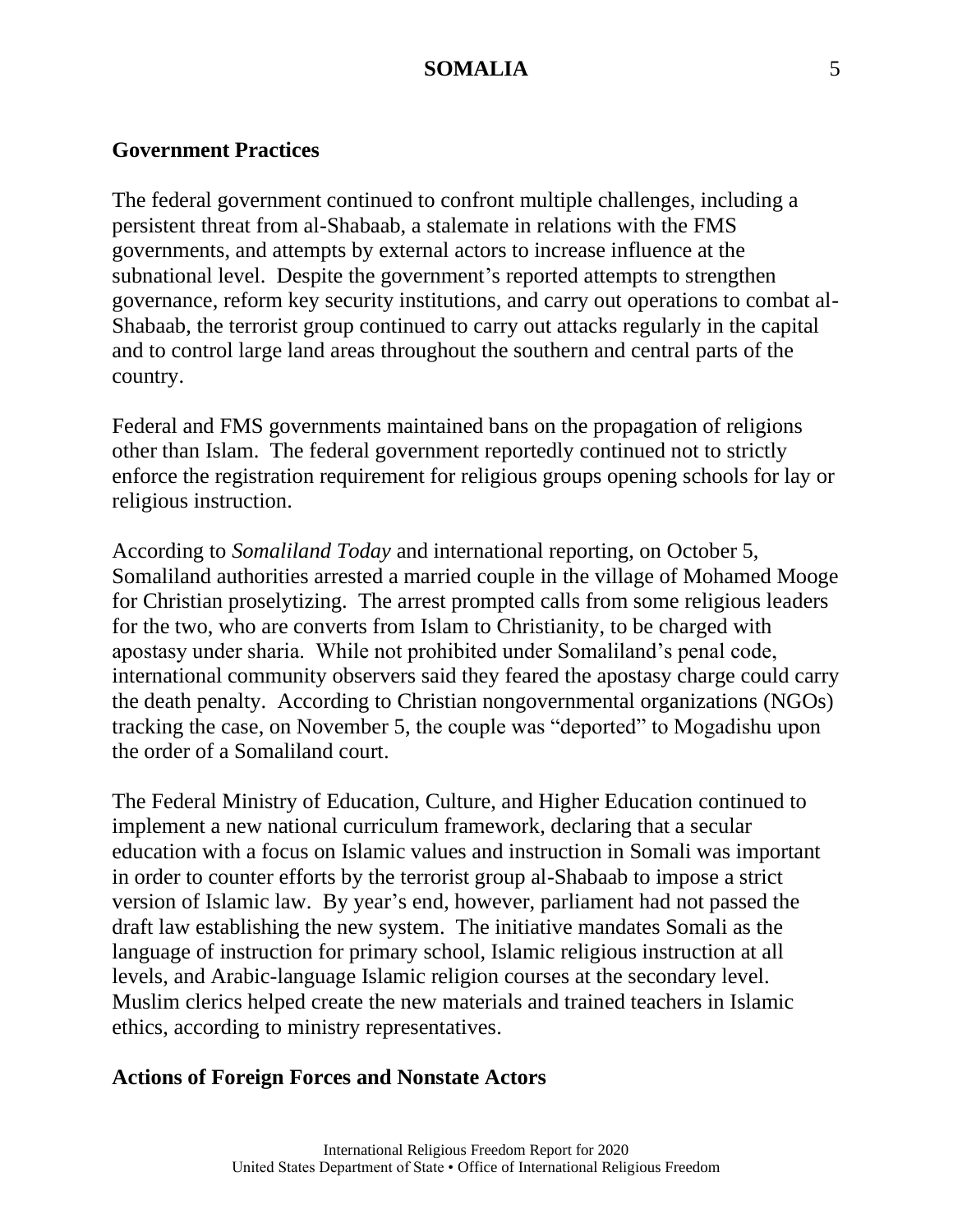## Government Practices

The federal government continued to confront multiple challenges, including a persistent threat from al-Shabaab, a stalemate in relations with the FMS governments, and attempts by external actors to increase influence at the subnational level. Despite the government's reported attempts to strengthen governance, reform key security institutions, and carry out operations to combat al-Shabaab, the terrorist group continued to carry out attacks regularly in the capital and to control large land areas throughout the southern and central parts of the country.

Federal and FMS governments maintained bans on the propagation of religions other than Islam. The federal government reportedly continued not to strictly enforce the registration requirement for religious groups opening schools for lay or religious instruction.

According to *Somaliland Today* and international reporting, on October 5, Somaliland authorities arrested a married couple in the village of Mohamed Mooge for Christian proselytizing. The arrest prompted calls from some religious leaders for the two, who are converts from Islam to Christianity, to be charged with apostasy under sharia. While not prohibited under Somaliland's penal code, international community observers said they feared the apostasy charge could carry the death penalty. According to Christian nongovernmental organizations (NGOs) tracking the case, on November 5, the couple was "deported" to Mogadishu upon the order of a Somaliland court.

The Federal Ministry of Education, Culture, and Higher Education continued to implement a new national curriculum framework, declaring that a secular education with a focus on Islamic values and instruction in Somali was important in order to counter efforts by the terrorist group al-Shabaab to impose a strict version of Islamic law. By year's end, however, parliament had not passed the draft law establishing the new system. The initiative mandates Somali as the language of instruction for primary school, Islamic religious instruction at all levels, and Arabic-language Islamic religion courses at the secondary level. Muslim clerics helped create the new materials and trained teachers in Islamic ethics, according to ministry representatives.

## Actions of Foreign Forces and Nonstate Actors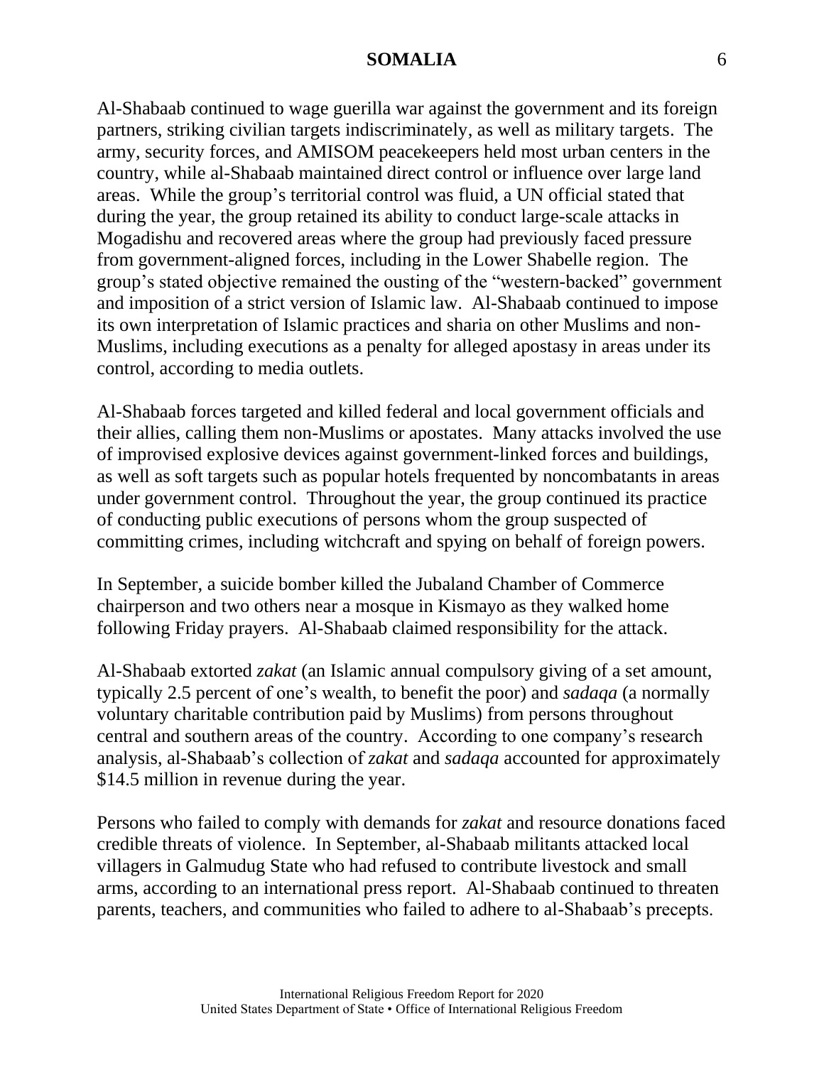Al-Shabaab continued to wage guerilla war against the government and its foreign partners, striking civilian targets indiscriminately, as well as military targets. The army, security forces, and AMISOM peacekeepers held most urban centers in the country, while al-Shabaab maintained direct control or influence over large land areas. While the group's territorial control was fluid, a UN official stated that during the year, the group retained its ability to conduct large-scale attacks in Mogadishu and recovered areas where the group had previously faced pressure from government-aligned forces, including in the Lower Shabelle region. The group's stated objective remained the ousting of the "western-backed" government and imposition of a strict version of Islamic law. Al-Shabaab continued to impose its own interpretation of Islamic practices and sharia on other Muslims and non-Muslims, including executions as a penalty for alleged apostasy in areas under its control, according to media outlets.

Al-Shabaab forces targeted and killed federal and local government officials and their allies, calling them non-Muslims or apostates. Many attacks involved the use of improvised explosive devices against government-linked forces and buildings, as well as soft targets such as popular hotels frequented by noncombatants in areas under government control. Throughout the year, the group continued its practice of conducting public executions of persons whom the group suspected of committing crimes, including witchcraft and spying on behalf of foreign powers.

In September, a suicide bomber killed the Jubaland Chamber of Commerce chairperson and two others near a mosque in Kismayo as they walked home following Friday prayers. Al-Shabaab claimed responsibility for the attack.

Al-Shabaab extorted *zakat* (an Islamic annual compulsory giving of a set amount, typically 2.5 percent of one's wealth, to benefit the poor) and *sadaqa* (a normally voluntary charitable contribution paid by Muslims) from persons throughout central and southern areas of the country. According to one company's research analysis, al-Shabaab's collection of *zakat* and *sadaqa* accounted for approximately $14.5 million in revenue during the year.

Persons who failed to comply with demands for *zakat* and resource donations faced credible threats of violence. In September, al-Shabaab militants attacked local villagers in Galmudug State who had refused to contribute livestock and small arms, according to an international press report. Al-Shabaab continued to threaten parents, teachers, and communities who failed to adhere to al-Shabaab's precepts.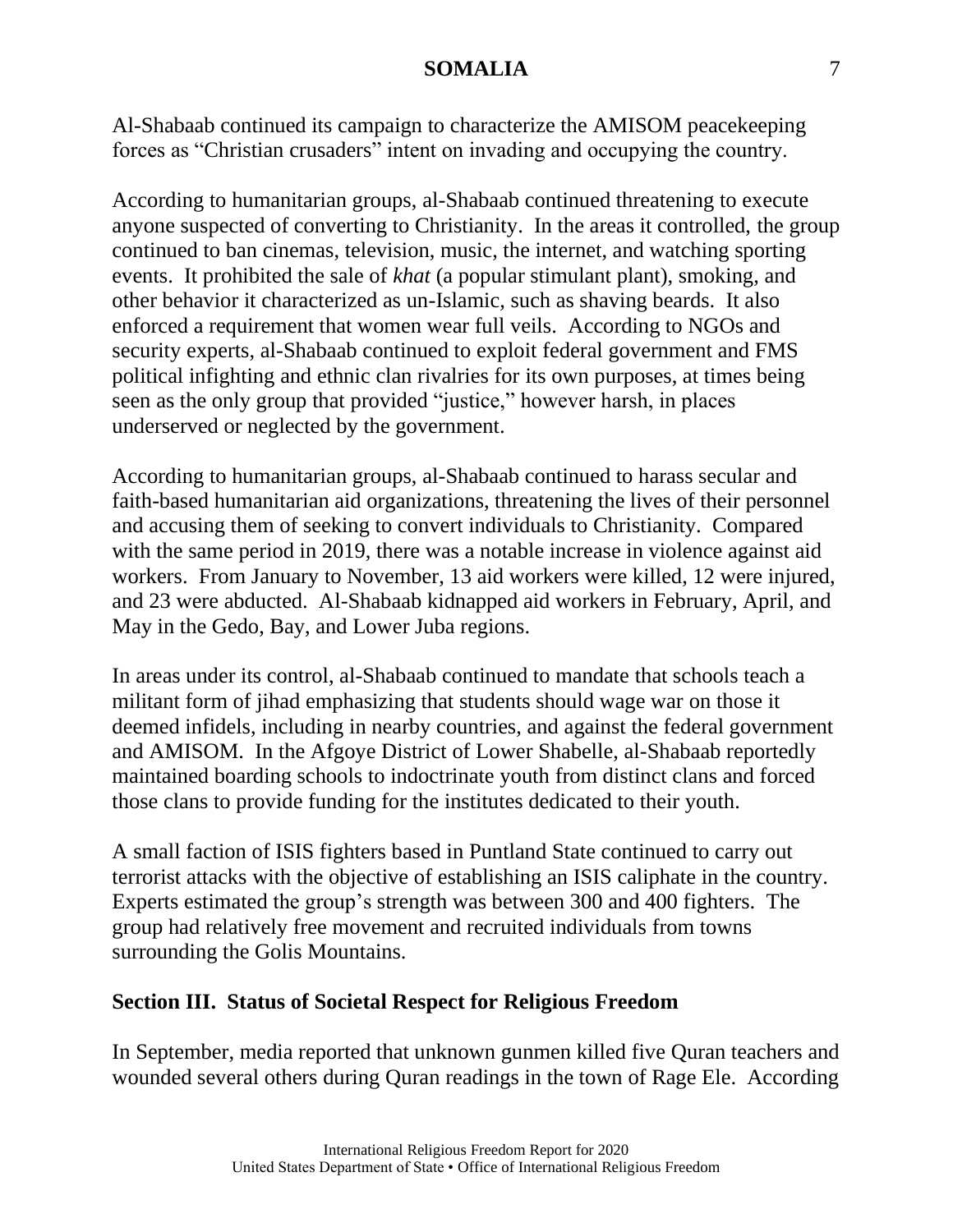Al-Shabaab continued its campaign to characterize the AMISOM peacekeeping forces as "Christian crusaders" intent on invading and occupying the country.

According to humanitarian groups, al-Shabaab continued threatening to execute anyone suspected of converting to Christianity. In the areas it controlled, the group continued to ban cinemas, television, music, the internet, and watching sporting events. It prohibited the sale of *khat* (a popular stimulant plant), smoking, and other behavior it characterized as un-Islamic, such as shaving beards. It also enforced a requirement that women wear full veils. According to NGOs and security experts, al-Shabaab continued to exploit federal government and FMS political infighting and ethnic clan rivalries for its own purposes, at times being seen as the only group that provided "justice," however harsh, in places underserved or neglected by the government.

According to humanitarian groups, al-Shabaab continued to harass secular and faith-based humanitarian aid organizations, threatening the lives of their personnel and accusing them of seeking to convert individuals to Christianity. Compared with the same period in 2019, there was a notable increase in violence against aid workers. From January to November, 13 aid workers were killed, 12 were injured, and 23 were abducted. Al-Shabaab kidnapped aid workers in February, April, and May in the Gedo, Bay, and Lower Juba regions.

In areas under its control, al-Shabaab continued to mandate that schools teach a militant form of jihad emphasizing that students should wage war on those it deemed infidels, including in nearby countries, and against the federal government and AMISOM. In the Afgoye District of Lower Shabelle, al-Shabaab reportedly maintained boarding schools to indoctrinate youth from distinct clans and forced those clans to provide funding for the institutes dedicated to their youth.

A small faction of ISIS fighters based in Puntland State continued to carry out terrorist attacks with the objective of establishing an ISIS caliphate in the country. Experts estimated the group's strength was between 300 and 400 fighters. The group had relatively free movement and recruited individuals from towns surrounding the Golis Mountains.

## Section III. Status of Societal Respect for Religious Freedom

In September, media reported that unknown gunmen killed five Quran teachers and wounded several others during Quran readings in the town of Rage Ele. According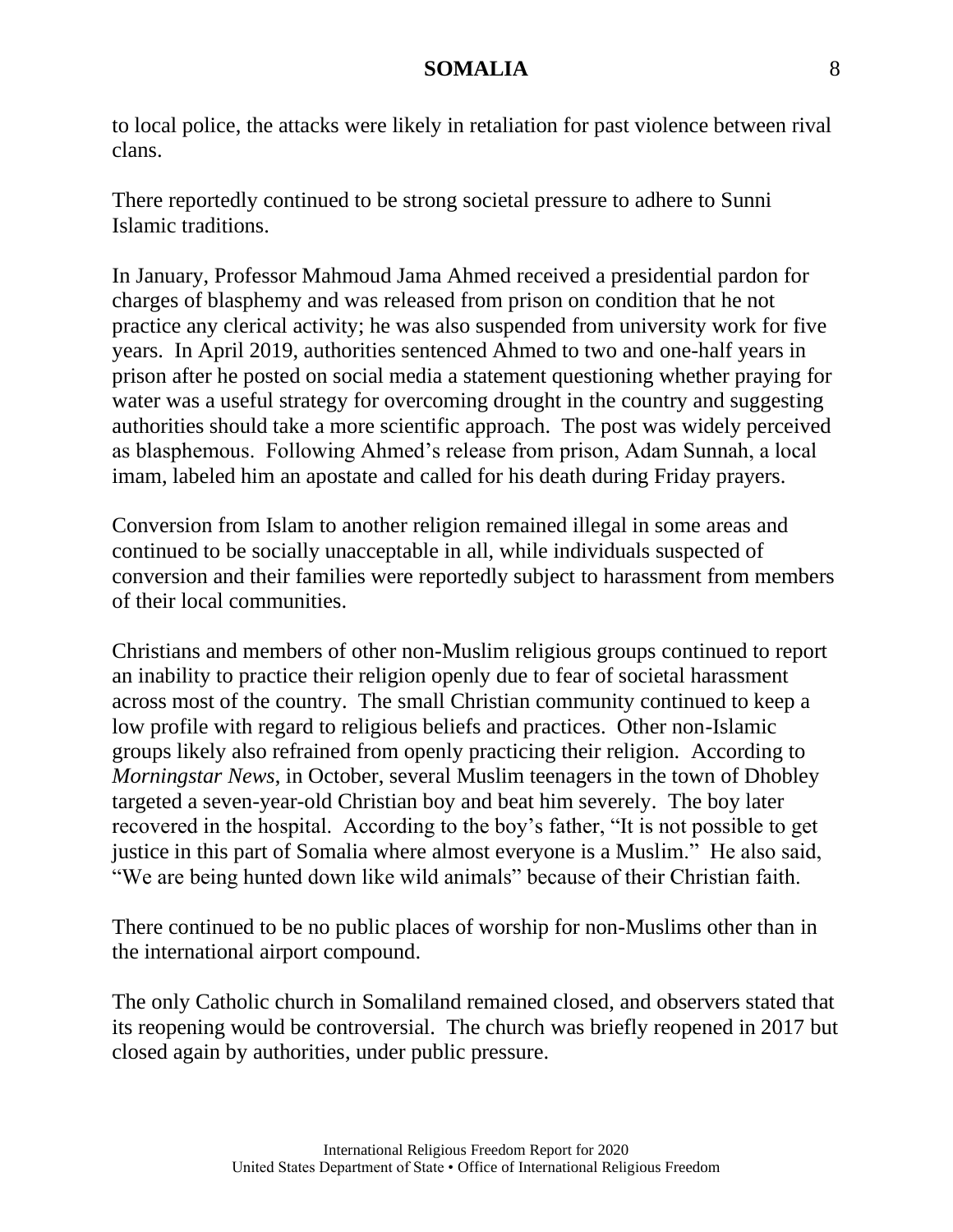to local police, the attacks were likely in retaliation for past violence between rival clans.

There reportedly continued to be strong societal pressure to adhere to Sunni Islamic traditions.

In January, Professor Mahmoud Jama Ahmed received a presidential pardon for charges of blasphemy and was released from prison on condition that he not practice any clerical activity; he was also suspended from university work for five years. In April 2019, authorities sentenced Ahmed to two and one-half years in prison after he posted on social media a statement questioning whether praying for water was a useful strategy for overcoming drought in the country and suggesting authorities should take a more scientific approach. The post was widely perceived as blasphemous. Following Ahmed's release from prison, Adam Sunnah, a local imam, labeled him an apostate and called for his death during Friday prayers.

Conversion from Islam to another religion remained illegal in some areas and continued to be socially unacceptable in all, while individuals suspected of conversion and their families were reportedly subject to harassment from members of their local communities.

Christians and members of other non-Muslim religious groups continued to report an inability to practice their religion openly due to fear of societal harassment across most of the country. The small Christian community continued to keep a low profile with regard to religious beliefs and practices. Other non-Islamic groups likely also refrained from openly practicing their religion. According to *Morningstar News*, in October, several Muslim teenagers in the town of Dhobley targeted a seven-year-old Christian boy and beat him severely. The boy later recovered in the hospital. According to the boy's father, "It is not possible to get justice in this part of Somalia where almost everyone is a Muslim." He also said, "We are being hunted down like wild animals" because of their Christian faith.

There continued to be no public places of worship for non-Muslims other than in the international airport compound.

The only Catholic church in Somaliland remained closed, and observers stated that its reopening would be controversial. The church was briefly reopened in 2017 but closed again by authorities, under public pressure.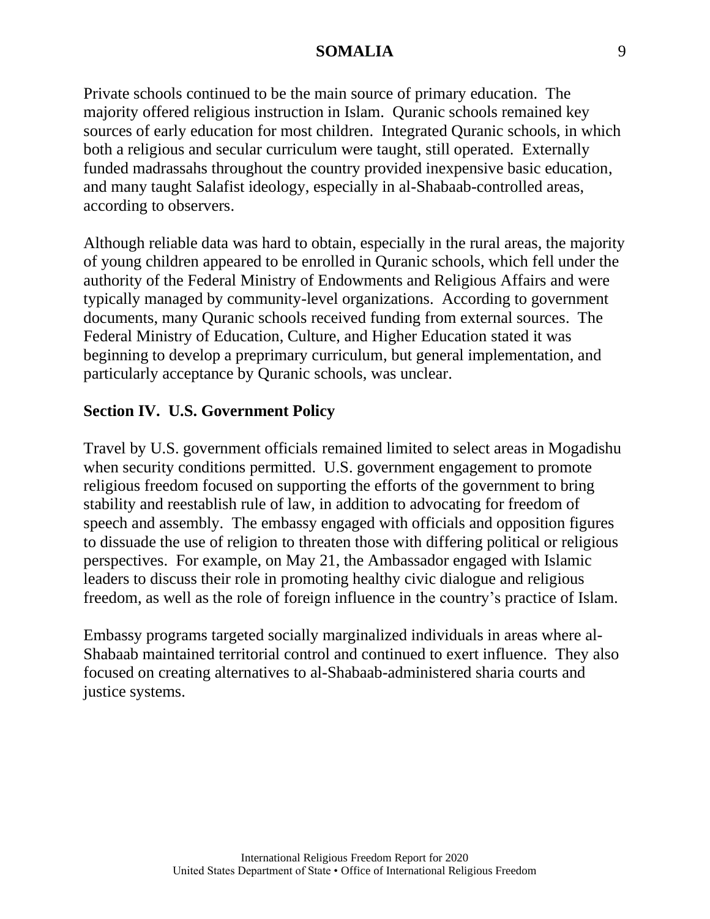Private schools continued to be the main source of primary education. The majority offered religious instruction in Islam. Quranic schools remained key sources of early education for most children. Integrated Quranic schools, in which both a religious and secular curriculum were taught, still operated. Externally funded madrassahs throughout the country provided inexpensive basic education, and many taught Salafist ideology, especially in al-Shabaab-controlled areas, according to observers.

Although reliable data was hard to obtain, especially in the rural areas, the majority of young children appeared to be enrolled in Quranic schools, which fell under the authority of the Federal Ministry of Endowments and Religious Affairs and were typically managed by community-level organizations. According to government documents, many Quranic schools received funding from external sources. The Federal Ministry of Education, Culture, and Higher Education stated it was beginning to develop a preprimary curriculum, but general implementation, and particularly acceptance by Quranic schools, was unclear.

## Section IV. U.S. Government Policy

Travel by U.S. government officials remained limited to select areas in Mogadishu when security conditions permitted. U.S. government engagement to promote religious freedom focused on supporting the efforts of the government to bring stability and reestablish rule of law, in addition to advocating for freedom of speech and assembly. The embassy engaged with officials and opposition figures to dissuade the use of religion to threaten those with differing political or religious perspectives. For example, on May 21, the Ambassador engaged with Islamic leaders to discuss their role in promoting healthy civic dialogue and religious freedom, as well as the role of foreign influence in the country's practice of Islam.

Embassy programs targeted socially marginalized individuals in areas where al-Shabaab maintained territorial control and continued to exert influence. They also focused on creating alternatives to al-Shabaab-administered sharia courts and justice systems.